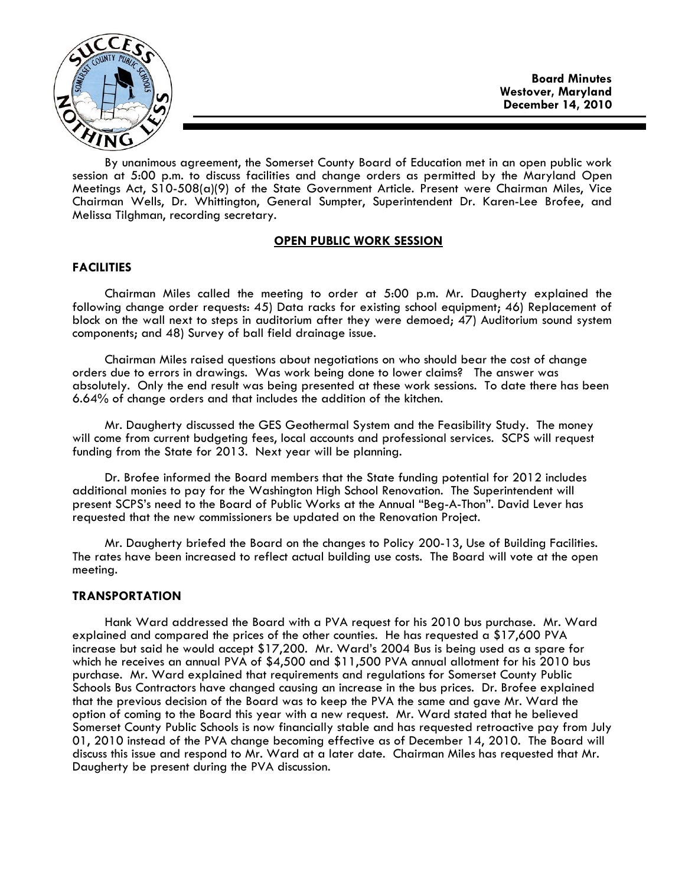**Board Minutes**
**Westover, Maryland**
**December 14, 2010**

By unanimous agreement, the Somerset County Board of Education met in an open public work session at 5:00 p.m. to discuss facilities and change orders as permitted by the Maryland Open Meetings Act, S10-508(a)(9) of the State Government Article. Present were Chairman Miles, Vice Chairman Wells, Dr. Whittington, General Sumpter, Superintendent Dr. Karen-Lee Brofee, and Melissa Tilghman, recording secretary.

## OPEN PUBLIC WORK SESSION

### FACILITIES

Chairman Miles called the meeting to order at 5:00 p.m. Mr. Daugherty explained the following change order requests: 45) Data racks for existing school equipment; 46) Replacement of block on the wall next to steps in auditorium after they were demoed; 47) Auditorium sound system components; and 48) Survey of ball field drainage issue.

Chairman Miles raised questions about negotiations on who should bear the cost of change orders due to errors in drawings. Was work being done to lower claims? The answer was absolutely. Only the end result was being presented at these work sessions. To date there has been 6.64% of change orders and that includes the addition of the kitchen.

Mr. Daugherty discussed the GES Geothermal System and the Feasibility Study. The money will come from current budgeting fees, local accounts and professional services. SCPS will request funding from the State for 2013. Next year will be planning.

Dr. Brofee informed the Board members that the State funding potential for 2012 includes additional monies to pay for the Washington High School Renovation. The Superintendent will present SCPS's need to the Board of Public Works at the Annual "Beg-A-Thon". David Lever has requested that the new commissioners be updated on the Renovation Project.

Mr. Daugherty briefed the Board on the changes to Policy 200-13, Use of Building Facilities. The rates have been increased to reflect actual building use costs. The Board will vote at the open meeting.

### TRANSPORTATION

Hank Ward addressed the Board with a PVA request for his 2010 bus purchase. Mr. Ward explained and compared the prices of the other counties. He has requested a $17,600 PVA increase but said he would accept $17,200. Mr. Ward's 2004 Bus is being used as a spare for which he receives an annual PVA of $4,500 and $11,500 PVA annual allotment for his 2010 bus purchase. Mr. Ward explained that requirements and regulations for Somerset County Public Schools Bus Contractors have changed causing an increase in the bus prices. Dr. Brofee explained that the previous decision of the Board was to keep the PVA the same and gave Mr. Ward the option of coming to the Board this year with a new request. Mr. Ward stated that he believed Somerset County Public Schools is now financially stable and has requested retroactive pay from July 01, 2010 instead of the PVA change becoming effective as of December 14, 2010. The Board will discuss this issue and respond to Mr. Ward at a later date. Chairman Miles has requested that Mr. Daugherty be present during the PVA discussion.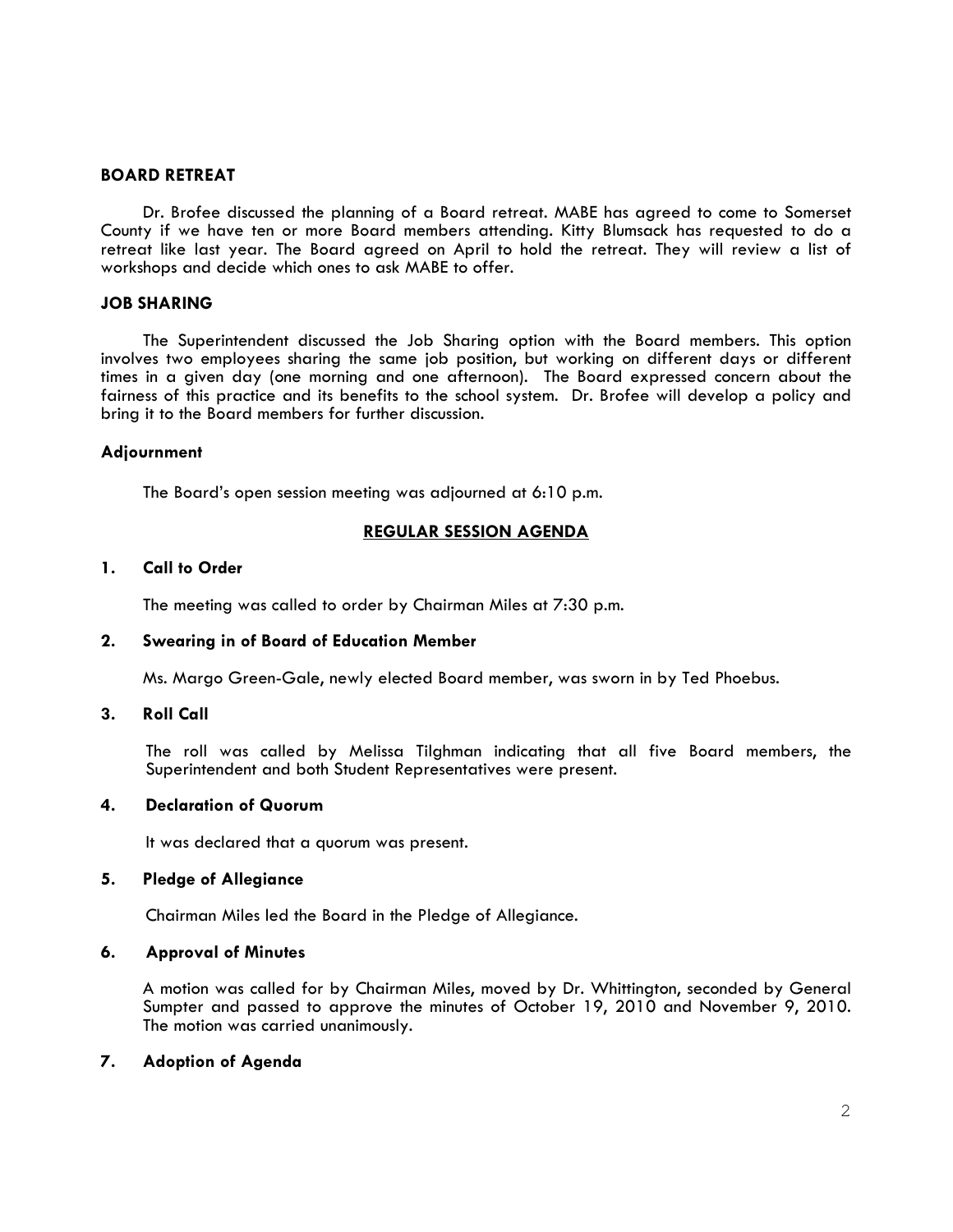**BOARD RETREAT**

Dr. Brofee discussed the planning of a Board retreat. MABE has agreed to come to Somerset County if we have ten or more Board members attending. Kitty Blumsack has requested to do a retreat like last year. The Board agreed on April to hold the retreat. They will review a list of workshops and decide which ones to ask MABE to offer.

**JOB SHARING**

The Superintendent discussed the Job Sharing option with the Board members. This option involves two employees sharing the same job position, but working on different days or different times in a given day (one morning and one afternoon). The Board expressed concern about the fairness of this practice and its benefits to the school system. Dr. Brofee will develop a policy and bring it to the Board members for further discussion.

**Adjournment**

The Board's open session meeting was adjourned at 6:10 p.m.

**REGULAR SESSION AGENDA**

**1. Call to Order**

The meeting was called to order by Chairman Miles at 7:30 p.m.

**2. Swearing in of Board of Education Member**

Ms. Margo Green-Gale, newly elected Board member, was sworn in by Ted Phoebus.

**3. Roll Call**

The roll was called by Melissa Tilghman indicating that all five Board members, the Superintendent and both Student Representatives were present.

**4. Declaration of Quorum**

It was declared that a quorum was present.

**5. Pledge of Allegiance**

Chairman Miles led the Board in the Pledge of Allegiance.

**6. Approval of Minutes**

A motion was called for by Chairman Miles, moved by Dr. Whittington, seconded by General Sumpter and passed to approve the minutes of October 19, 2010 and November 9, 2010. The motion was carried unanimously.

**7. Adoption of Agenda**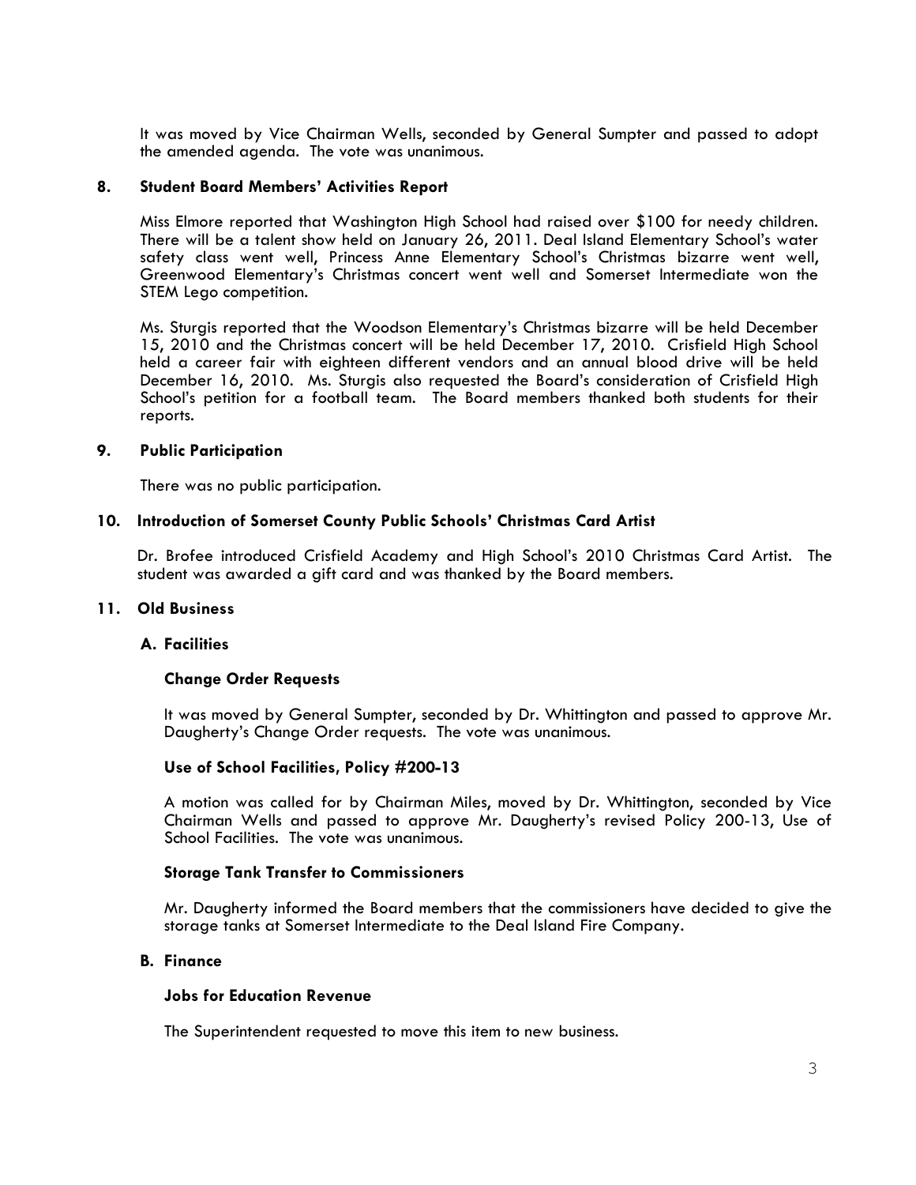It was moved by Vice Chairman Wells, seconded by General Sumpter and passed to adopt the amended agenda. The vote was unanimous.

## 8. Student Board Members' Activities Report

Miss Elmore reported that Washington High School had raised over $100 for needy children. There will be a talent show held on January 26, 2011. Deal Island Elementary School's water safety class went well, Princess Anne Elementary School's Christmas bizarre went well, Greenwood Elementary's Christmas concert went well and Somerset Intermediate won the STEM Lego competition.

Ms. Sturgis reported that the Woodson Elementary's Christmas bizarre will be held December 15, 2010 and the Christmas concert will be held December 17, 2010. Crisfield High School held a career fair with eighteen different vendors and an annual blood drive will be held December 16, 2010. Ms. Sturgis also requested the Board's consideration of Crisfield High School's petition for a football team. The Board members thanked both students for their reports.

## 9. Public Participation

There was no public participation.

## 10. Introduction of Somerset County Public Schools' Christmas Card Artist

Dr. Brofee introduced Crisfield Academy and High School's 2010 Christmas Card Artist. The student was awarded a gift card and was thanked by the Board members.

## 11. Old Business

### A. Facilities

#### Change Order Requests

It was moved by General Sumpter, seconded by Dr. Whittington and passed to approve Mr. Daugherty's Change Order requests. The vote was unanimous.

#### Use of School Facilities, Policy #200-13

A motion was called for by Chairman Miles, moved by Dr. Whittington, seconded by Vice Chairman Wells and passed to approve Mr. Daugherty's revised Policy 200-13, Use of School Facilities. The vote was unanimous.

#### Storage Tank Transfer to Commissioners

Mr. Daugherty informed the Board members that the commissioners have decided to give the storage tanks at Somerset Intermediate to the Deal Island Fire Company.

### B. Finance

#### Jobs for Education Revenue

The Superintendent requested to move this item to new business.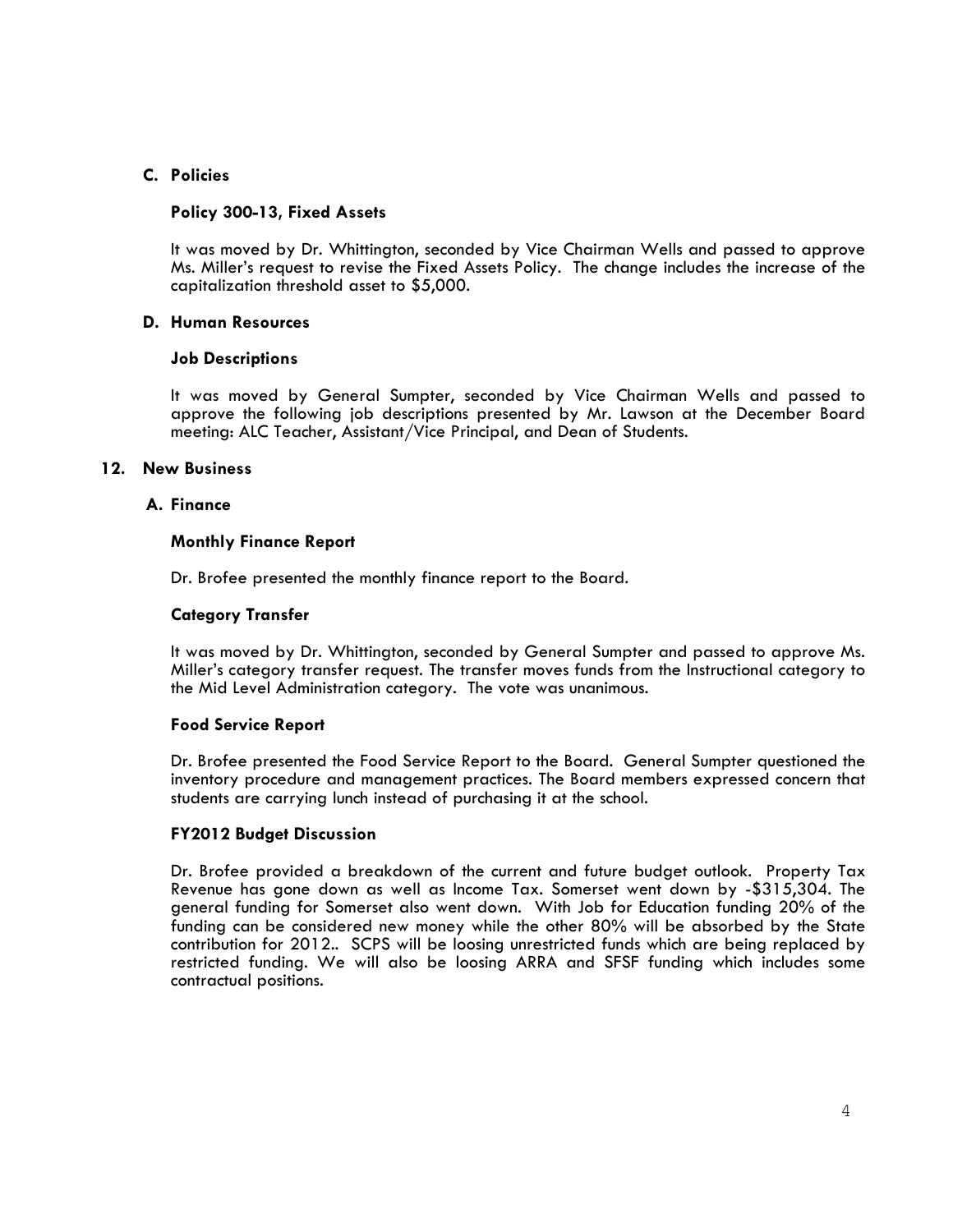### C. Policies

**Policy 300-13, Fixed Assets**

It was moved by Dr. Whittington, seconded by Vice Chairman Wells and passed to approve Ms. Miller's request to revise the Fixed Assets Policy. The change includes the increase of the capitalization threshold asset to $5,000.

### D. Human Resources

**Job Descriptions**

It was moved by General Sumpter, seconded by Vice Chairman Wells and passed to approve the following job descriptions presented by Mr. Lawson at the December Board meeting: ALC Teacher, Assistant/Vice Principal, and Dean of Students.

## 12. New Business

### A. Finance

**Monthly Finance Report**

Dr. Brofee presented the monthly finance report to the Board.

**Category Transfer**

It was moved by Dr. Whittington, seconded by General Sumpter and passed to approve Ms. Miller's category transfer request. The transfer moves funds from the Instructional category to the Mid Level Administration category. The vote was unanimous.

**Food Service Report**

Dr. Brofee presented the Food Service Report to the Board. General Sumpter questioned the inventory procedure and management practices. The Board members expressed concern that students are carrying lunch instead of purchasing it at the school.

**FY2012 Budget Discussion**

Dr. Brofee provided a breakdown of the current and future budget outlook. Property Tax Revenue has gone down as well as Income Tax. Somerset went down by -$315,304. The general funding for Somerset also went down. With Job for Education funding 20% of the funding can be considered new money while the other 80% will be absorbed by the State contribution for 2012.. SCPS will be loosing unrestricted funds which are being replaced by restricted funding. We will also be loosing ARRA and SFSF funding which includes some contractual positions.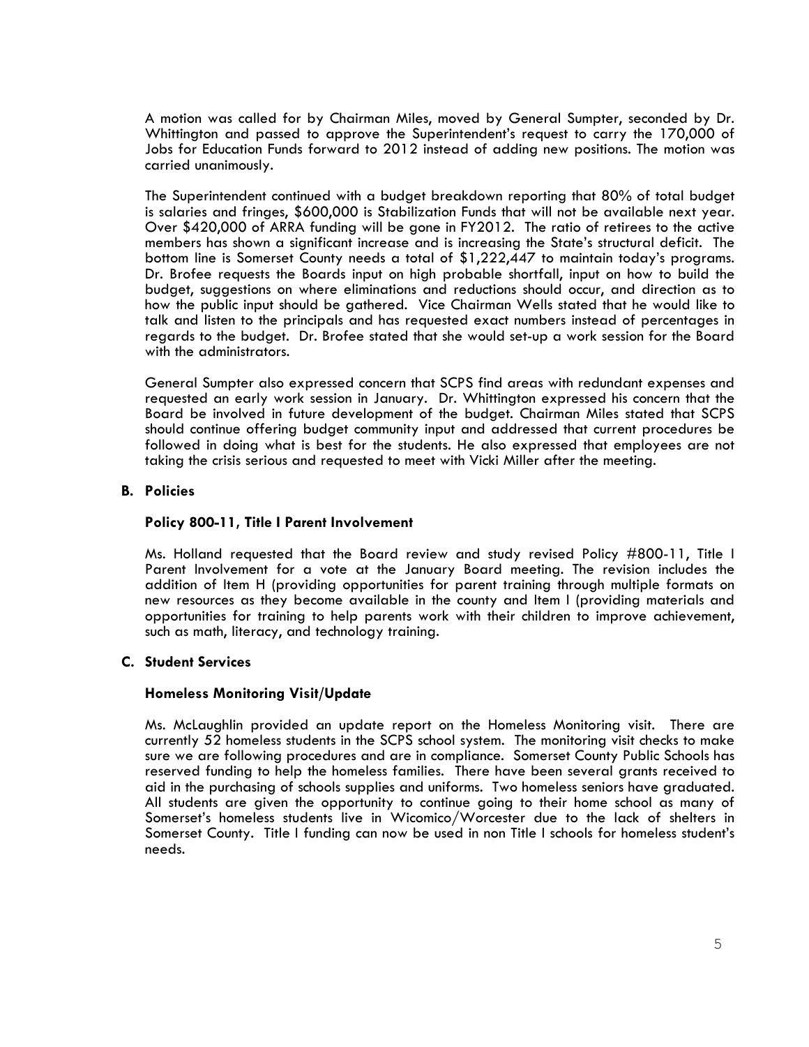A motion was called for by Chairman Miles, moved by General Sumpter, seconded by Dr. Whittington and passed to approve the Superintendent's request to carry the 170,000 of Jobs for Education Funds forward to 2012 instead of adding new positions. The motion was carried unanimously.

The Superintendent continued with a budget breakdown reporting that 80% of total budget is salaries and fringes, $600,000 is Stabilization Funds that will not be available next year. Over $420,000 of ARRA funding will be gone in FY2012. The ratio of retirees to the active members has shown a significant increase and is increasing the State's structural deficit. The bottom line is Somerset County needs a total of $1,222,447 to maintain today's programs. Dr. Brofee requests the Boards input on high probable shortfall, input on how to build the budget, suggestions on where eliminations and reductions should occur, and direction as to how the public input should be gathered. Vice Chairman Wells stated that he would like to talk and listen to the principals and has requested exact numbers instead of percentages in regards to the budget. Dr. Brofee stated that she would set-up a work session for the Board with the administrators.

General Sumpter also expressed concern that SCPS find areas with redundant expenses and requested an early work session in January. Dr. Whittington expressed his concern that the Board be involved in future development of the budget. Chairman Miles stated that SCPS should continue offering budget community input and addressed that current procedures be followed in doing what is best for the students. He also expressed that employees are not taking the crisis serious and requested to meet with Vicki Miller after the meeting.

**B. Policies**

**Policy 800-11, Title I Parent Involvement**

Ms. Holland requested that the Board review and study revised Policy #800-11, Title I Parent Involvement for a vote at the January Board meeting. The revision includes the addition of Item H (providing opportunities for parent training through multiple formats on new resources as they become available in the county and Item I (providing materials and opportunities for training to help parents work with their children to improve achievement, such as math, literacy, and technology training.

**C. Student Services**

**Homeless Monitoring Visit/Update**

Ms. McLaughlin provided an update report on the Homeless Monitoring visit. There are currently 52 homeless students in the SCPS school system. The monitoring visit checks to make sure we are following procedures and are in compliance. Somerset County Public Schools has reserved funding to help the homeless families. There have been several grants received to aid in the purchasing of schools supplies and uniforms. Two homeless seniors have graduated. All students are given the opportunity to continue going to their home school as many of Somerset's homeless students live in Wicomico/Worcester due to the lack of shelters in Somerset County. Title I funding can now be used in non Title I schools for homeless student's needs.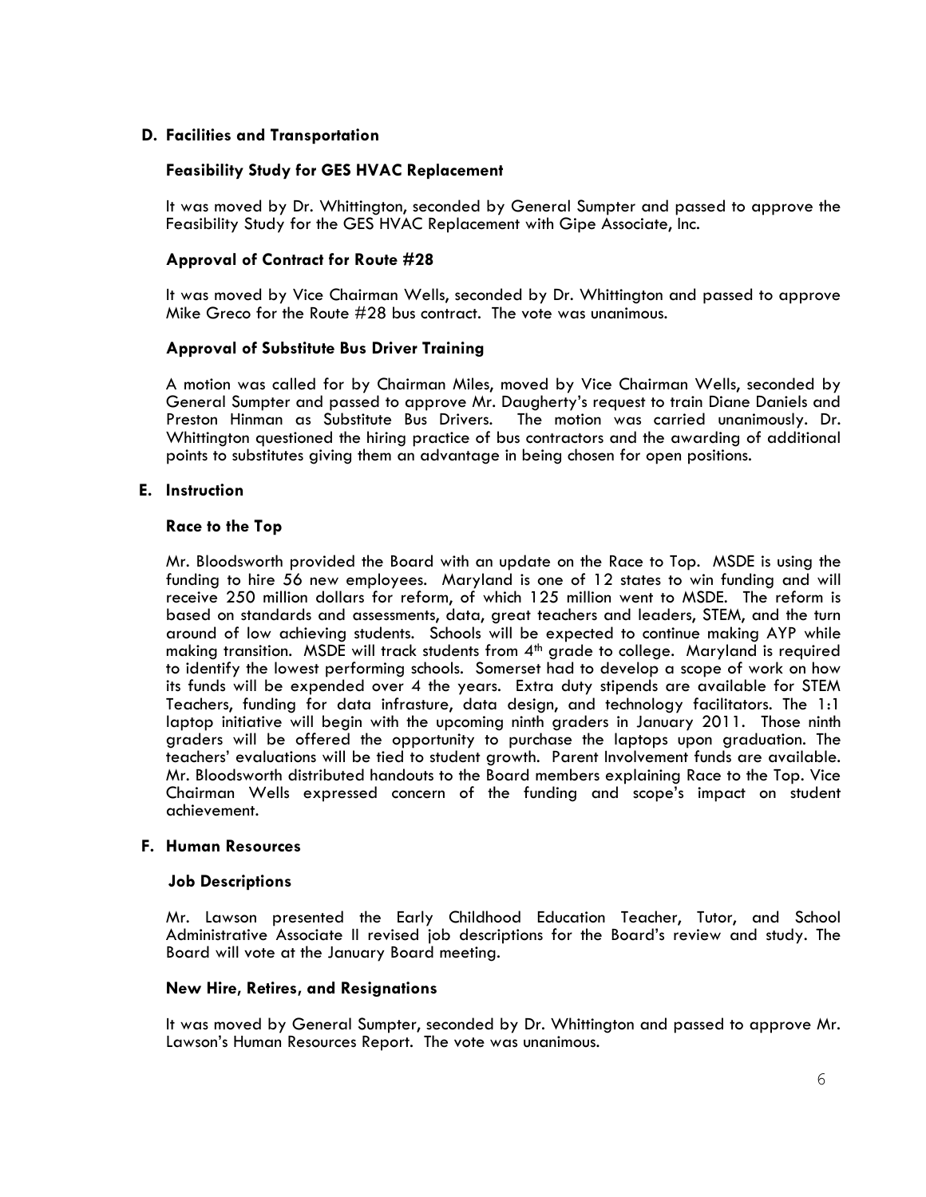## D. Facilities and Transportation

### Feasibility Study for GES HVAC Replacement

It was moved by Dr. Whittington, seconded by General Sumpter and passed to approve the Feasibility Study for the GES HVAC Replacement with Gipe Associate, Inc.

### Approval of Contract for Route #28

It was moved by Vice Chairman Wells, seconded by Dr. Whittington and passed to approve Mike Greco for the Route #28 bus contract. The vote was unanimous.

### Approval of Substitute Bus Driver Training

A motion was called for by Chairman Miles, moved by Vice Chairman Wells, seconded by General Sumpter and passed to approve Mr. Daugherty's request to train Diane Daniels and Preston Hinman as Substitute Bus Drivers. The motion was carried unanimously. Dr. Whittington questioned the hiring practice of bus contractors and the awarding of additional points to substitutes giving them an advantage in being chosen for open positions.

## E. Instruction

### Race to the Top

Mr. Bloodsworth provided the Board with an update on the Race to Top. MSDE is using the funding to hire 56 new employees. Maryland is one of 12 states to win funding and will receive 250 million dollars for reform, of which 125 million went to MSDE. The reform is based on standards and assessments, data, great teachers and leaders, STEM, and the turn around of low achieving students. Schools will be expected to continue making AYP while making transition. MSDE will track students from 4th grade to college. Maryland is required to identify the lowest performing schools. Somerset had to develop a scope of work on how its funds will be expended over 4 the years. Extra duty stipends are available for STEM Teachers, funding for data infrasture, data design, and technology facilitators. The 1:1 laptop initiative will begin with the upcoming ninth graders in January 2011. Those ninth graders will be offered the opportunity to purchase the laptops upon graduation. The teachers' evaluations will be tied to student growth. Parent Involvement funds are available. Mr. Bloodsworth distributed handouts to the Board members explaining Race to the Top. Vice Chairman Wells expressed concern of the funding and scope's impact on student achievement.

## F. Human Resources

### Job Descriptions

Mr. Lawson presented the Early Childhood Education Teacher, Tutor, and School Administrative Associate II revised job descriptions for the Board's review and study. The Board will vote at the January Board meeting.

### New Hire, Retires, and Resignations

It was moved by General Sumpter, seconded by Dr. Whittington and passed to approve Mr. Lawson's Human Resources Report. The vote was unanimous.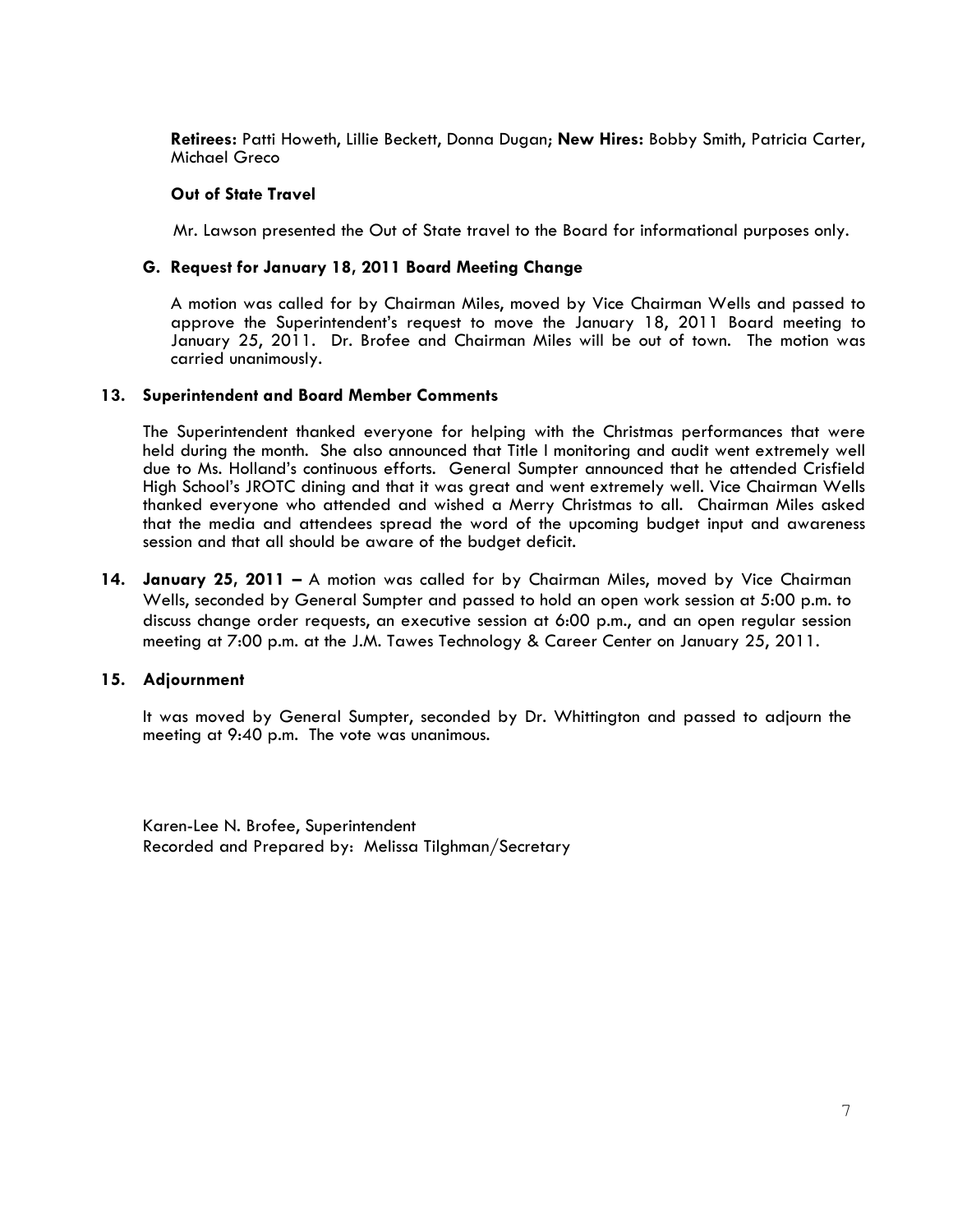**Retirees:** Patti Howeth, Lillie Beckett, Donna Dugan; **New Hires:** Bobby Smith, Patricia Carter, Michael Greco

**Out of State Travel**

Mr. Lawson presented the Out of State travel to the Board for informational purposes only.

**G. Request for January 18, 2011 Board Meeting Change**

A motion was called for by Chairman Miles, moved by Vice Chairman Wells and passed to approve the Superintendent's request to move the January 18, 2011 Board meeting to January 25, 2011. Dr. Brofee and Chairman Miles will be out of town. The motion was carried unanimously.

**13. Superintendent and Board Member Comments**

The Superintendent thanked everyone for helping with the Christmas performances that were held during the month. She also announced that Title I monitoring and audit went extremely well due to Ms. Holland's continuous efforts. General Sumpter announced that he attended Crisfield High School's JROTC dining and that it was great and went extremely well. Vice Chairman Wells thanked everyone who attended and wished a Merry Christmas to all. Chairman Miles asked that the media and attendees spread the word of the upcoming budget input and awareness session and that all should be aware of the budget deficit.

**14. January 25, 2011 –** A motion was called for by Chairman Miles, moved by Vice Chairman Wells, seconded by General Sumpter and passed to hold an open work session at 5:00 p.m. to discuss change order requests, an executive session at 6:00 p.m., and an open regular session meeting at 7:00 p.m. at the J.M. Tawes Technology & Career Center on January 25, 2011.

**15. Adjournment**

It was moved by General Sumpter, seconded by Dr. Whittington and passed to adjourn the meeting at 9:40 p.m. The vote was unanimous.

Karen-Lee N. Brofee, Superintendent
Recorded and Prepared by: Melissa Tilghman/Secretary